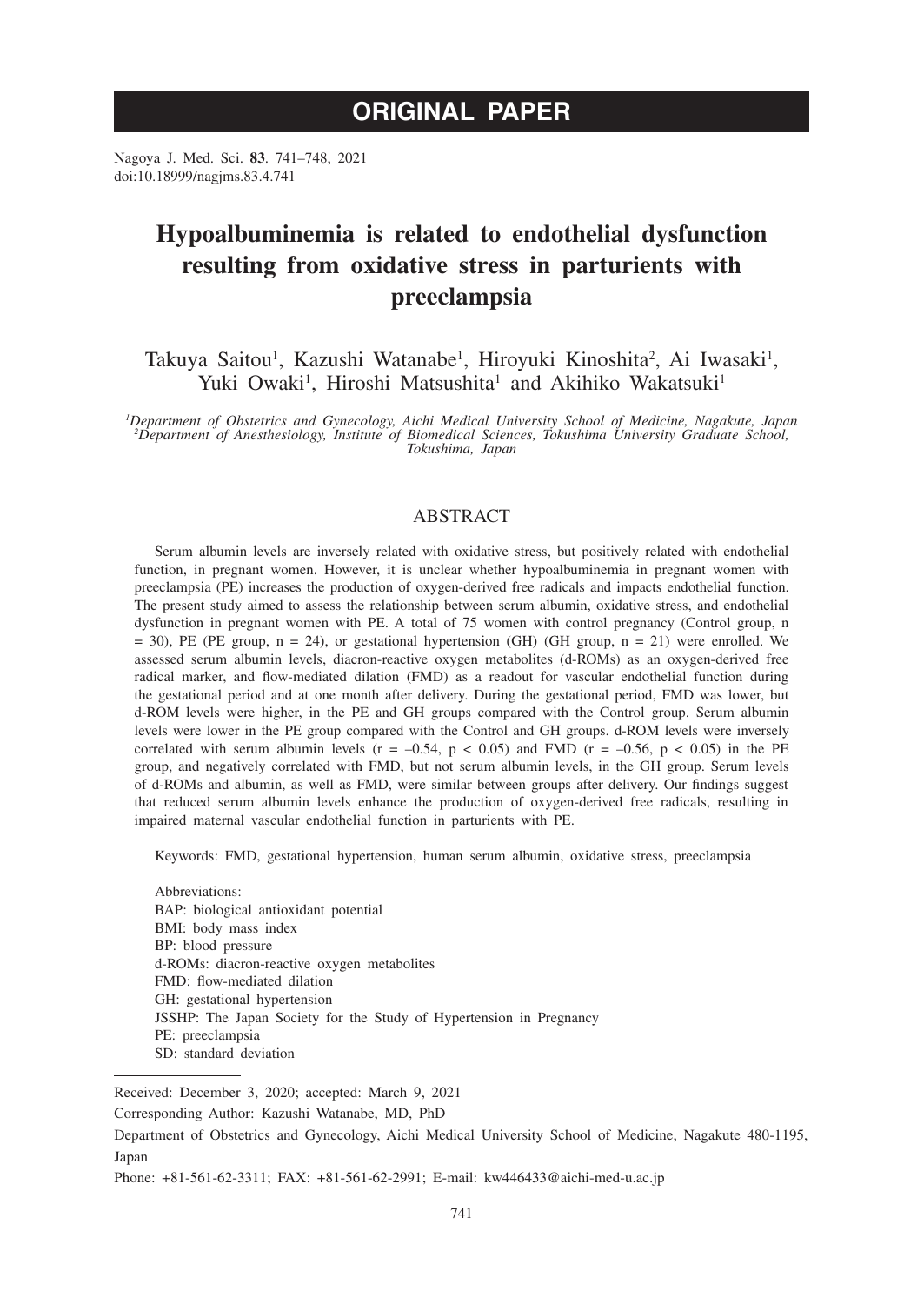# ORIGINAL PAPER

Nagoya J. Med. Sci. **83**. 741–748, 2021
doi:10.18999/nagjms.83.4.741

# Hypoalbuminemia is related to endothelial dysfunction resulting from oxidative stress in parturients with preeclampsia

Takuya Saitou[1], Kazushi Watanabe[1], Hiroyuki Kinoshita[2], Ai Iwasaki[1], Yuki Owaki[1], Hiroshi Matsushita[1] and Akihiko Wakatsuki[1]

*[1]Department of Obstetrics and Gynecology, Aichi Medical University School of Medicine, Nagakute, Japan*
*[2]Department of Anesthesiology, Institute of Biomedical Sciences, Tokushima University Graduate School, Tokushima, Japan*

## ABSTRACT

Serum albumin levels are inversely related with oxidative stress, but positively related with endothelial function, in pregnant women. However, it is unclear whether hypoalbuminemia in pregnant women with preeclampsia (PE) increases the production of oxygen-derived free radicals and impacts endothelial function. The present study aimed to assess the relationship between serum albumin, oxidative stress, and endothelial dysfunction in pregnant women with PE. A total of 75 women with control pregnancy (Control group, n = 30), PE (PE group, n = 24), or gestational hypertension (GH) (GH group, n = 21) were enrolled. We assessed serum albumin levels, diacron-reactive oxygen metabolites (d-ROMs) as an oxygen-derived free radical marker, and flow-mediated dilation (FMD) as a readout for vascular endothelial function during the gestational period and at one month after delivery. During the gestational period, FMD was lower, but d-ROM levels were higher, in the PE and GH groups compared with the Control group. Serum albumin levels were lower in the PE group compared with the Control and GH groups. d-ROM levels were inversely correlated with serum albumin levels ($r = -0.54$, $p < 0.05$) and FMD ($r = -0.56$, $p < 0.05$) in the PE group, and negatively correlated with FMD, but not serum albumin levels, in the GH group. Serum levels of d-ROMs and albumin, as well as FMD, were similar between groups after delivery. Our findings suggest that reduced serum albumin levels enhance the production of oxygen-derived free radicals, resulting in impaired maternal vascular endothelial function in parturients with PE.

Keywords: FMD, gestational hypertension, human serum albumin, oxidative stress, preeclampsia

Abbreviations:
BAP: biological antioxidant potential
BMI: body mass index
BP: blood pressure
d-ROMs: diacron-reactive oxygen metabolites
FMD: flow-mediated dilation
GH: gestational hypertension
JSSHP: The Japan Society for the Study of Hypertension in Pregnancy
PE: preeclampsia
SD: standard deviation

---

Received: December 3, 2020; accepted: March 9, 2021

Corresponding Author: Kazushi Watanabe, MD, PhD

Department of Obstetrics and Gynecology, Aichi Medical University School of Medicine, Nagakute 480-1195, Japan

Phone: +81-561-62-3311; FAX: +81-561-62-2991; E-mail: kw446433@aichi-med-u.ac.jp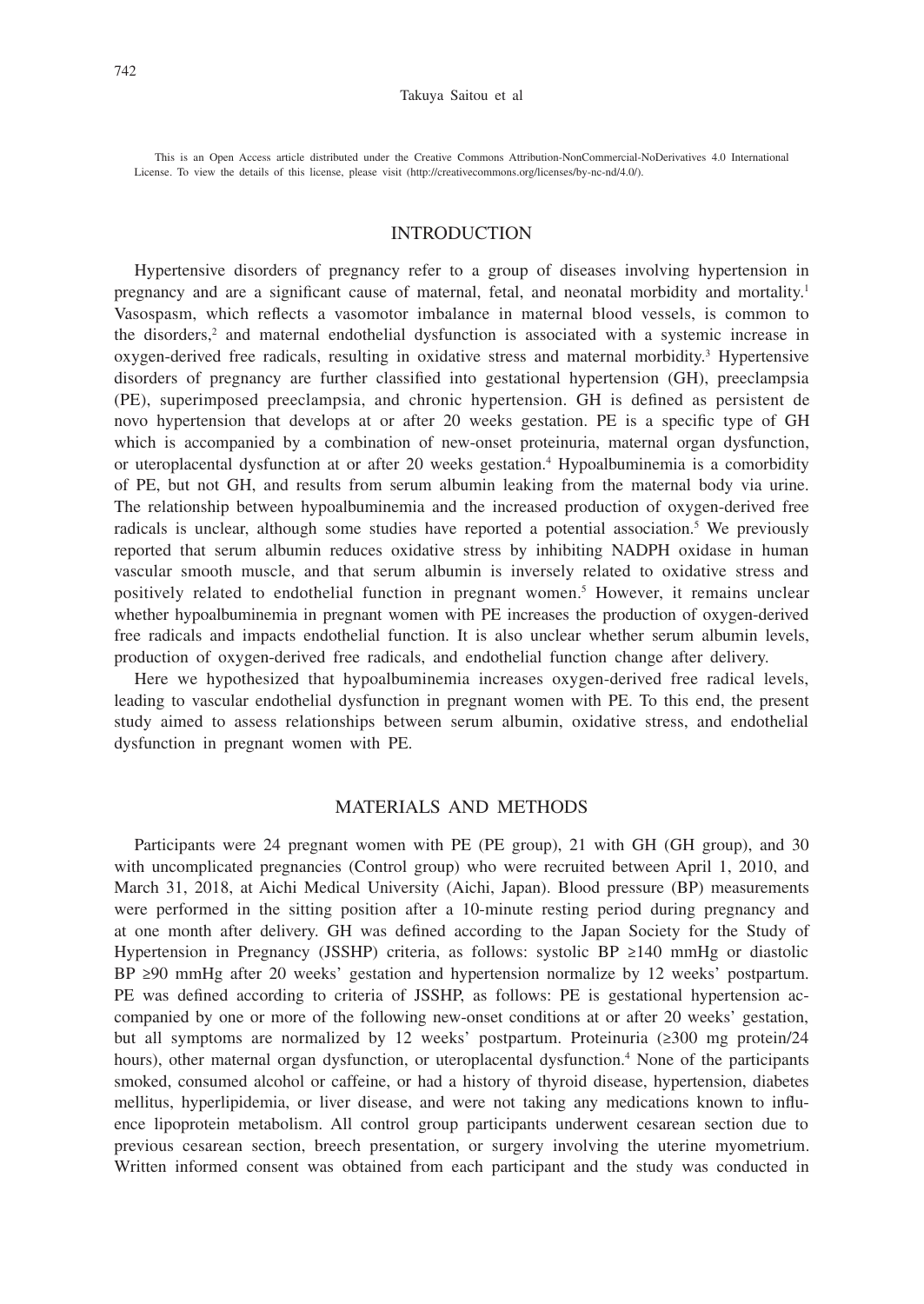This is an Open Access article distributed under the Creative Commons Attribution-NonCommercial-NoDerivatives 4.0 International License. To view the details of this license, please visit (http://creativecommons.org/licenses/by-nc-nd/4.0/).

## INTRODUCTION

Hypertensive disorders of pregnancy refer to a group of diseases involving hypertension in pregnancy and are a significant cause of maternal, fetal, and neonatal morbidity and mortality.[1] Vasospasm, which reflects a vasomotor imbalance in maternal blood vessels, is common to the disorders,[2] and maternal endothelial dysfunction is associated with a systemic increase in oxygen-derived free radicals, resulting in oxidative stress and maternal morbidity.[3] Hypertensive disorders of pregnancy are further classified into gestational hypertension (GH), preeclampsia (PE), superimposed preeclampsia, and chronic hypertension. GH is defined as persistent de novo hypertension that develops at or after 20 weeks gestation. PE is a specific type of GH which is accompanied by a combination of new-onset proteinuria, maternal organ dysfunction, or uteroplacental dysfunction at or after 20 weeks gestation.[4] Hypoalbuminemia is a comorbidity of PE, but not GH, and results from serum albumin leaking from the maternal body via urine. The relationship between hypoalbuminemia and the increased production of oxygen-derived free radicals is unclear, although some studies have reported a potential association.[5] We previously reported that serum albumin reduces oxidative stress by inhibiting NADPH oxidase in human vascular smooth muscle, and that serum albumin is inversely related to oxidative stress and positively related to endothelial function in pregnant women.[5] However, it remains unclear whether hypoalbuminemia in pregnant women with PE increases the production of oxygen-derived free radicals and impacts endothelial function. It is also unclear whether serum albumin levels, production of oxygen-derived free radicals, and endothelial function change after delivery.

Here we hypothesized that hypoalbuminemia increases oxygen-derived free radical levels, leading to vascular endothelial dysfunction in pregnant women with PE. To this end, the present study aimed to assess relationships between serum albumin, oxidative stress, and endothelial dysfunction in pregnant women with PE.

## MATERIALS AND METHODS

Participants were 24 pregnant women with PE (PE group), 21 with GH (GH group), and 30 with uncomplicated pregnancies (Control group) who were recruited between April 1, 2010, and March 31, 2018, at Aichi Medical University (Aichi, Japan). Blood pressure (BP) measurements were performed in the sitting position after a 10-minute resting period during pregnancy and at one month after delivery. GH was defined according to the Japan Society for the Study of Hypertension in Pregnancy (JSSHP) criteria, as follows: systolic BP ≥140 mmHg or diastolic BP ≥90 mmHg after 20 weeks' gestation and hypertension normalize by 12 weeks' postpartum. PE was defined according to criteria of JSSHP, as follows: PE is gestational hypertension accompanied by one or more of the following new-onset conditions at or after 20 weeks' gestation, but all symptoms are normalized by 12 weeks' postpartum. Proteinuria (≥300 mg protein/24 hours), other maternal organ dysfunction, or uteroplacental dysfunction.[4] None of the participants smoked, consumed alcohol or caffeine, or had a history of thyroid disease, hypertension, diabetes mellitus, hyperlipidemia, or liver disease, and were not taking any medications known to influence lipoprotein metabolism. All control group participants underwent cesarean section due to previous cesarean section, breech presentation, or surgery involving the uterine myometrium. Written informed consent was obtained from each participant and the study was conducted in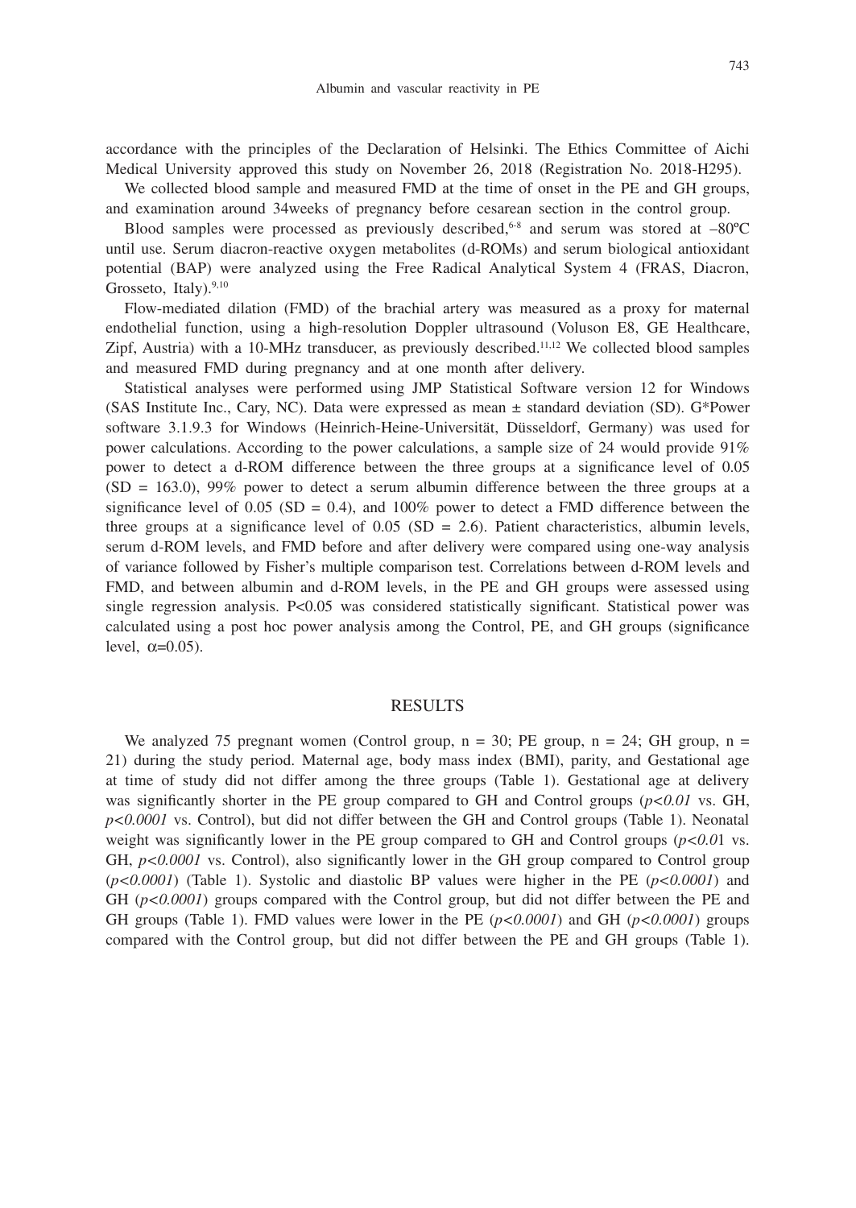accordance with the principles of the Declaration of Helsinki. The Ethics Committee of Aichi Medical University approved this study on November 26, 2018 (Registration No. 2018-H295).

We collected blood sample and measured FMD at the time of onset in the PE and GH groups, and examination around 34weeks of pregnancy before cesarean section in the control group.

Blood samples were processed as previously described,[6-8] and serum was stored at –80ºC until use. Serum diacron-reactive oxygen metabolites (d-ROMs) and serum biological antioxidant potential (BAP) were analyzed using the Free Radical Analytical System 4 (FRAS, Diacron, Grosseto, Italy).[9,10]

Flow-mediated dilation (FMD) of the brachial artery was measured as a proxy for maternal endothelial function, using a high-resolution Doppler ultrasound (Voluson E8, GE Healthcare, Zipf, Austria) with a 10-MHz transducer, as previously described.[11,12] We collected blood samples and measured FMD during pregnancy and at one month after delivery.

Statistical analyses were performed using JMP Statistical Software version 12 for Windows (SAS Institute Inc., Cary, NC). Data were expressed as mean ± standard deviation (SD). G*Power software 3.1.9.3 for Windows (Heinrich-Heine-Universität, Düsseldorf, Germany) was used for power calculations. According to the power calculations, a sample size of 24 would provide 91% power to detect a d-ROM difference between the three groups at a significance level of 0.05 (SD = 163.0), 99% power to detect a serum albumin difference between the three groups at a significance level of 0.05 (SD = 0.4), and 100% power to detect a FMD difference between the three groups at a significance level of 0.05 (SD = 2.6). Patient characteristics, albumin levels, serum d-ROM levels, and FMD before and after delivery were compared using one-way analysis of variance followed by Fisher's multiple comparison test. Correlations between d-ROM levels and FMD, and between albumin and d-ROM levels, in the PE and GH groups were assessed using single regression analysis. $P<0.05$ was considered statistically significant. Statistical power was calculated using a post hoc power analysis among the Control, PE, and GH groups (significance level, $\alpha=0.05$).

## RESULTS

We analyzed 75 pregnant women (Control group, n = 30; PE group, n = 24; GH group, n = 21) during the study period. Maternal age, body mass index (BMI), parity, and Gestational age at time of study did not differ among the three groups (Table 1). Gestational age at delivery was significantly shorter in the PE group compared to GH and Control groups ($p<0.01$ vs. GH, $p<0.0001$ vs. Control), but did not differ between the GH and Control groups (Table 1). Neonatal weight was significantly lower in the PE group compared to GH and Control groups ($p<0.01$ vs. GH, $p<0.0001$ vs. Control), also significantly lower in the GH group compared to Control group ($p<0.0001$) (Table 1). Systolic and diastolic BP values were higher in the PE ($p<0.0001$) and GH ($p<0.0001$) groups compared with the Control group, but did not differ between the PE and GH groups (Table 1). FMD values were lower in the PE ($p<0.0001$) and GH ($p<0.0001$) groups compared with the Control group, but did not differ between the PE and GH groups (Table 1).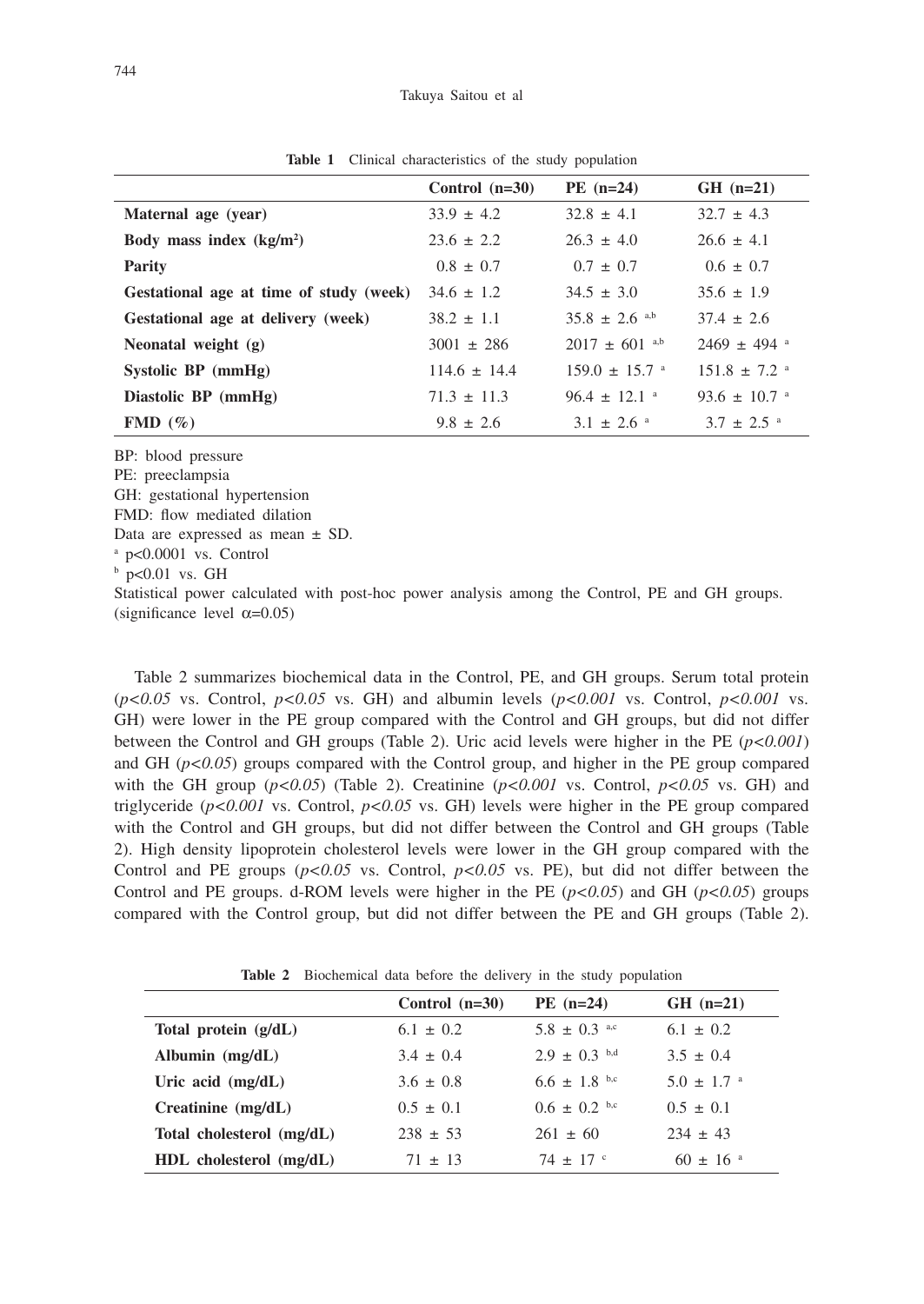**Table 1** Clinical characteristics of the study population

| | Control (n=30) | PE (n=24) | GH (n=21) |
|---|---|---|---|
| **Maternal age (year)** | 33.9 ± 4.2 | 32.8 ± 4.1 | 32.7 ± 4.3 |
| **Body mass index (kg/m$^2$)** | 23.6 ± 2.2 | 26.3 ± 4.0 | 26.6 ± 4.1 |
| **Parity** | 0.8 ± 0.7 | 0.7 ± 0.7 | 0.6 ± 0.7 |
| **Gestational age at time of study (week)** | 34.6 ± 1.2 | 34.5 ± 3.0 | 35.6 ± 1.9 |
| **Gestational age at delivery (week)** | 38.2 ± 1.1 | 35.8 ± 2.6 [a,b] | 37.4 ± 2.6 |
| **Neonatal weight (g)** | 3001 ± 286 | 2017 ± 601 [a,b] | 2469 ± 494 [a] |
| **Systolic BP (mmHg)** | 114.6 ± 14.4 | 159.0 ± 15.7 [a] | 151.8 ± 7.2 [a] |
| **Diastolic BP (mmHg)** | 71.3 ± 11.3 | 96.4 ± 12.1 [a] | 93.6 ± 10.7 [a] |
| **FMD (%)** | 9.8 ± 2.6 | 3.1 ± 2.6 [a] | 3.7 ± 2.5 [a] |

BP: blood pressure
PE: preeclampsia
GH: gestational hypertension
FMD: flow mediated dilation
Data are expressed as mean ± SD.
[a] p<0.0001 vs. Control
[b] p<0.01 vs. GH
Statistical power calculated with post-hoc power analysis among the Control, PE and GH groups. (significance level $\alpha$=0.05)

Table 2 summarizes biochemical data in the Control, PE, and GH groups. Serum total protein ($p<0.05$ vs. Control, $p<0.05$ vs. GH) and albumin levels ($p<0.001$ vs. Control, $p<0.001$ vs. GH) were lower in the PE group compared with the Control and GH groups, but did not differ between the Control and GH groups (Table 2). Uric acid levels were higher in the PE ($p<0.001$) and GH ($p<0.05$) groups compared with the Control group, and higher in the PE group compared with the GH group ($p<0.05$) (Table 2). Creatinine ($p<0.001$ vs. Control, $p<0.05$ vs. GH) and triglyceride ($p<0.001$ vs. Control, $p<0.05$ vs. GH) levels were higher in the PE group compared with the Control and GH groups, but did not differ between the Control and GH groups (Table 2). High density lipoprotein cholesterol levels were lower in the GH group compared with the Control and PE groups ($p<0.05$ vs. Control, $p<0.05$ vs. PE), but did not differ between the Control and PE groups. d-ROM levels were higher in the PE ($p<0.05$) and GH ($p<0.05$) groups compared with the Control group, but did not differ between the PE and GH groups (Table 2).

**Table 2** Biochemical data before the delivery in the study population

| | Control (n=30) | PE (n=24) | GH (n=21) |
|---|---|---|---|
| **Total protein (g/dL)** | 6.1 ± 0.2 | 5.8 ± 0.3 [a,c] | 6.1 ± 0.2 |
| **Albumin (mg/dL)** | 3.4 ± 0.4 | 2.9 ± 0.3 [b,d] | 3.5 ± 0.4 |
| **Uric acid (mg/dL)** | 3.6 ± 0.8 | 6.6 ± 1.8 [b,c] | 5.0 ± 1.7 [a] |
| **Creatinine (mg/dL)** | 0.5 ± 0.1 | 0.6 ± 0.2 [b,c] | 0.5 ± 0.1 |
| **Total cholesterol (mg/dL)** | 238 ± 53 | 261 ± 60 | 234 ± 43 |
| **HDL cholesterol (mg/dL)** | 71 ± 13 | 74 ± 17 [c] | 60 ± 16 [a] |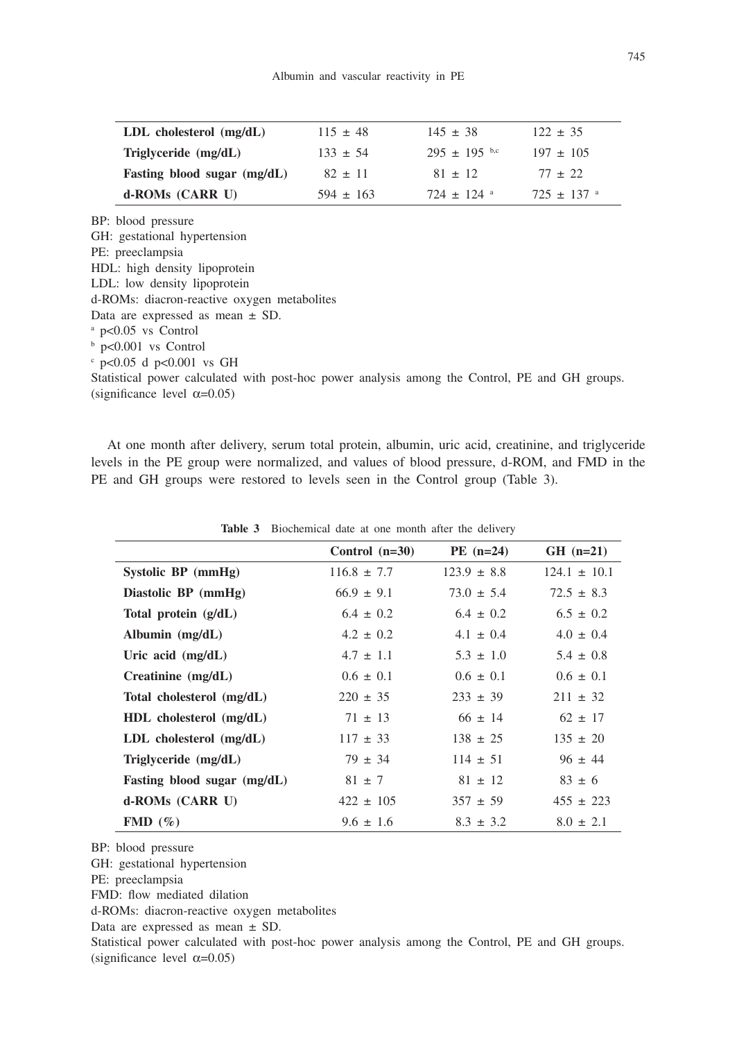| | | | |
|---|---|---|---|
| **LDL cholesterol (mg/dL)** | 115 ± 48 | 145 ± 38 | 122 ± 35 |
| **Triglyceride (mg/dL)** | 133 ± 54 | 295 ± 195 [b,c] | 197 ± 105 |
| **Fasting blood sugar (mg/dL)** | 82 ± 11 | 81 ± 12 | 77 ± 22 |
| **d-ROMs (CARR U)** | 594 ± 163 | 724 ± 124 [a] | 725 ± 137 [a] |

BP: blood pressure
GH: gestational hypertension
PE: preeclampsia
HDL: high density lipoprotein
LDL: low density lipoprotein
d-ROMs: diacron-reactive oxygen metabolites
Data are expressed as mean ± SD.
[a] $p<0.05$ vs Control
[b] $p<0.001$ vs Control
[c] $p<0.05$ d $p<0.001$ vs GH
Statistical power calculated with post-hoc power analysis among the Control, PE and GH groups. (significance level $\alpha=0.05$)

At one month after delivery, serum total protein, albumin, uric acid, creatinine, and triglyceride levels in the PE group were normalized, and values of blood pressure, d-ROM, and FMD in the PE and GH groups were restored to levels seen in the Control group (Table 3).

**Table 3** Biochemical date at one month after the delivery

| | Control (n=30) | PE (n=24) | GH (n=21) |
|---|---|---|---|
| **Systolic BP (mmHg)** | 116.8 ± 7.7 | 123.9 ± 8.8 | 124.1 ± 10.1 |
| **Diastolic BP (mmHg)** | 66.9 ± 9.1 | 73.0 ± 5.4 | 72.5 ± 8.3 |
| **Total protein (g/dL)** | 6.4 ± 0.2 | 6.4 ± 0.2 | 6.5 ± 0.2 |
| **Albumin (mg/dL)** | 4.2 ± 0.2 | 4.1 ± 0.4 | 4.0 ± 0.4 |
| **Uric acid (mg/dL)** | 4.7 ± 1.1 | 5.3 ± 1.0 | 5.4 ± 0.8 |
| **Creatinine (mg/dL)** | 0.6 ± 0.1 | 0.6 ± 0.1 | 0.6 ± 0.1 |
| **Total cholesterol (mg/dL)** | 220 ± 35 | 233 ± 39 | 211 ± 32 |
| **HDL cholesterol (mg/dL)** | 71 ± 13 | 66 ± 14 | 62 ± 17 |
| **LDL cholesterol (mg/dL)** | 117 ± 33 | 138 ± 25 | 135 ± 20 |
| **Triglyceride (mg/dL)** | 79 ± 34 | 114 ± 51 | 96 ± 44 |
| **Fasting blood sugar (mg/dL)** | 81 ± 7 | 81 ± 12 | 83 ± 6 |
| **d-ROMs (CARR U)** | 422 ± 105 | 357 ± 59 | 455 ± 223 |
| **FMD (%)** | 9.6 ± 1.6 | 8.3 ± 3.2 | 8.0 ± 2.1 |

BP: blood pressure
GH: gestational hypertension
PE: preeclampsia
FMD: flow mediated dilation
d-ROMs: diacron-reactive oxygen metabolites
Data are expressed as mean ± SD.
Statistical power calculated with post-hoc power analysis among the Control, PE and GH groups. (significance level $\alpha=0.05$)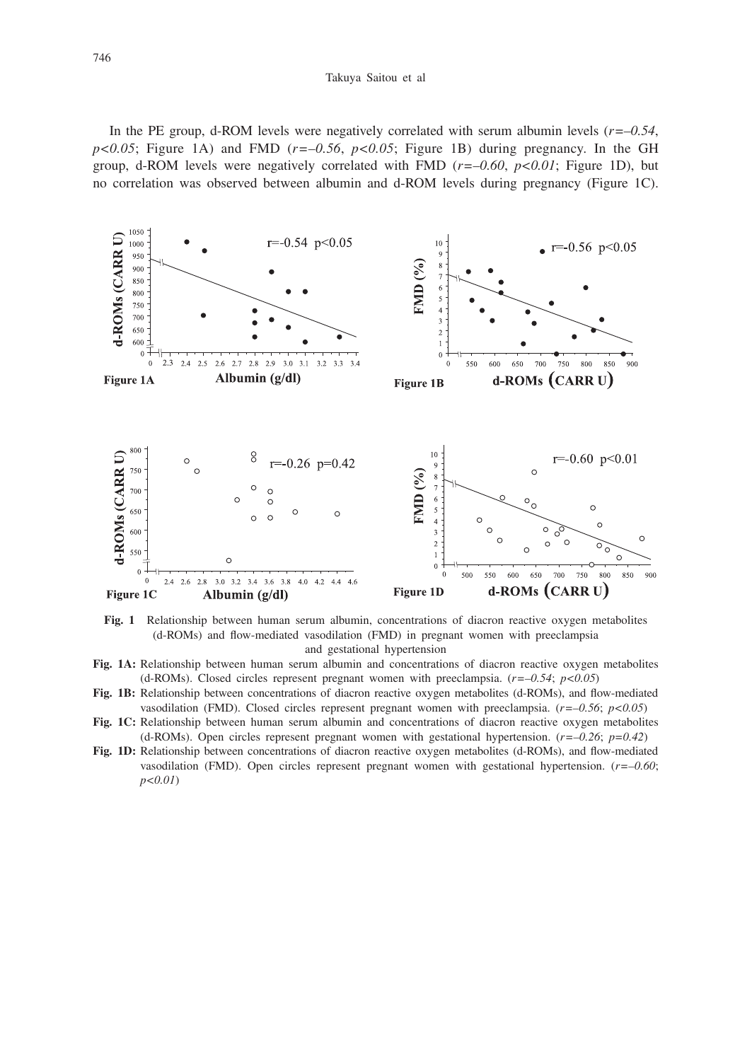In the PE group, d-ROM levels were negatively correlated with serum albumin levels ($r=-0.54$, $p<0.05$; Figure 1A) and FMD ($r=-0.56$, $p<0.05$; Figure 1B) during pregnancy. In the GH group, d-ROM levels were negatively correlated with FMD ($r=-0.60$, $p<0.01$; Figure 1D), but no correlation was observed between albumin and d-ROM levels during pregnancy (Figure 1C).

**Fig. 1** Relationship between human serum albumin, concentrations of diacron reactive oxygen metabolites (d-ROMs) and flow-mediated vasodilation (FMD) in pregnant women with preeclampsia and gestational hypertension

**Fig. 1A:** Relationship between human serum albumin and concentrations of diacron reactive oxygen metabolites (d-ROMs). Closed circles represent pregnant women with preeclampsia. ($r=-0.54$; $p<0.05$)

**Fig. 1B:** Relationship between concentrations of diacron reactive oxygen metabolites (d-ROMs), and flow-mediated vasodilation (FMD). Closed circles represent pregnant women with preeclampsia. ($r=-0.56$; $p<0.05$)

**Fig. 1C:** Relationship between human serum albumin and concentrations of diacron reactive oxygen metabolites (d-ROMs). Open circles represent pregnant women with gestational hypertension. ($r=-0.26$; $p=0.42$)

**Fig. 1D:** Relationship between concentrations of diacron reactive oxygen metabolites (d-ROMs), and flow-mediated vasodilation (FMD). Open circles represent pregnant women with gestational hypertension. ($r=-0.60$; $p<0.01$)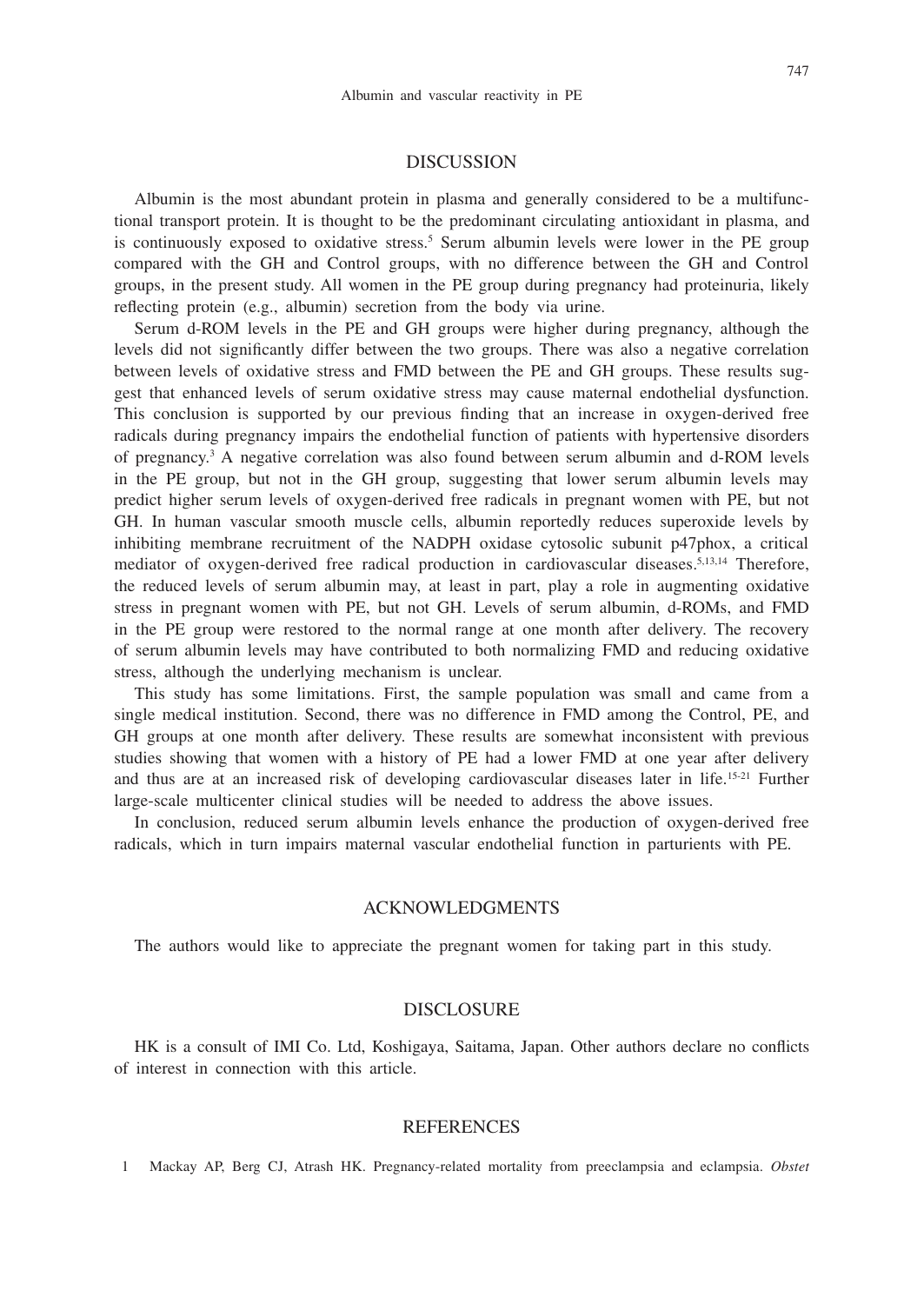## DISCUSSION

Albumin is the most abundant protein in plasma and generally considered to be a multifunctional transport protein. It is thought to be the predominant circulating antioxidant in plasma, and is continuously exposed to oxidative stress.[5] Serum albumin levels were lower in the PE group compared with the GH and Control groups, with no difference between the GH and Control groups, in the present study. All women in the PE group during pregnancy had proteinuria, likely reflecting protein (e.g., albumin) secretion from the body via urine.

Serum d-ROM levels in the PE and GH groups were higher during pregnancy, although the levels did not significantly differ between the two groups. There was also a negative correlation between levels of oxidative stress and FMD between the PE and GH groups. These results suggest that enhanced levels of serum oxidative stress may cause maternal endothelial dysfunction. This conclusion is supported by our previous finding that an increase in oxygen-derived free radicals during pregnancy impairs the endothelial function of patients with hypertensive disorders of pregnancy.[3] A negative correlation was also found between serum albumin and d-ROM levels in the PE group, but not in the GH group, suggesting that lower serum albumin levels may predict higher serum levels of oxygen-derived free radicals in pregnant women with PE, but not GH. In human vascular smooth muscle cells, albumin reportedly reduces superoxide levels by inhibiting membrane recruitment of the NADPH oxidase cytosolic subunit p47phox, a critical mediator of oxygen-derived free radical production in cardiovascular diseases.[5,13,14] Therefore, the reduced levels of serum albumin may, at least in part, play a role in augmenting oxidative stress in pregnant women with PE, but not GH. Levels of serum albumin, d-ROMs, and FMD in the PE group were restored to the normal range at one month after delivery. The recovery of serum albumin levels may have contributed to both normalizing FMD and reducing oxidative stress, although the underlying mechanism is unclear.

This study has some limitations. First, the sample population was small and came from a single medical institution. Second, there was no difference in FMD among the Control, PE, and GH groups at one month after delivery. These results are somewhat inconsistent with previous studies showing that women with a history of PE had a lower FMD at one year after delivery and thus are at an increased risk of developing cardiovascular diseases later in life.[15-21] Further large-scale multicenter clinical studies will be needed to address the above issues.

In conclusion, reduced serum albumin levels enhance the production of oxygen-derived free radicals, which in turn impairs maternal vascular endothelial function in parturients with PE.

## ACKNOWLEDGMENTS

The authors would like to appreciate the pregnant women for taking part in this study.

## DISCLOSURE

HK is a consult of IMI Co. Ltd, Koshigaya, Saitama, Japan. Other authors declare no conflicts of interest in connection with this article.

## REFERENCES

1 Mackay AP, Berg CJ, Atrash HK. Pregnancy-related mortality from preeclampsia and eclampsia. *Obstet*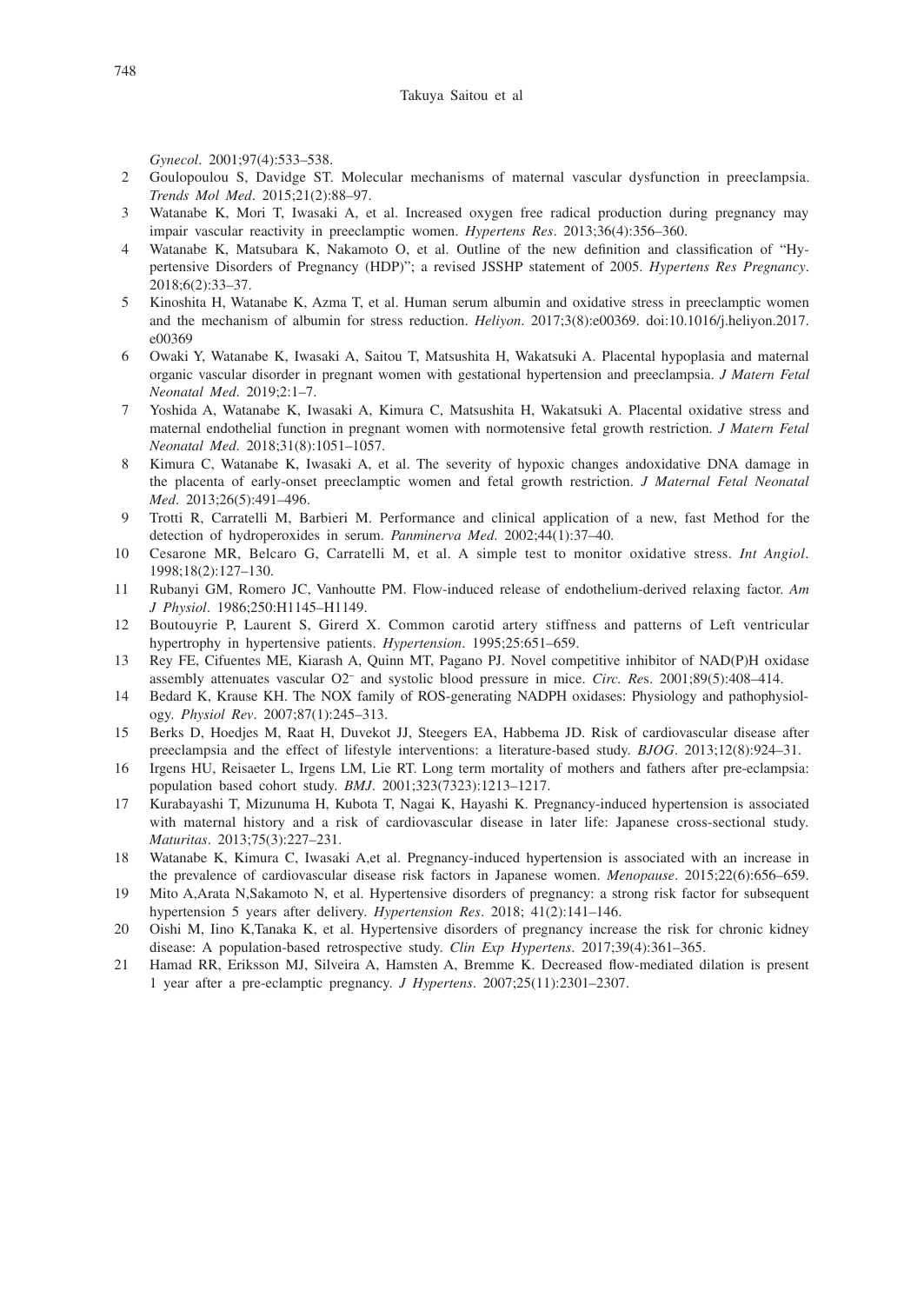*Gynecol*. 2001;97(4):533–538.

2. Goulopoulou S, Davidge ST. Molecular mechanisms of maternal vascular dysfunction in preeclampsia. *Trends Mol Med*. 2015;21(2):88–97.
3. Watanabe K, Mori T, Iwasaki A, et al. Increased oxygen free radical production during pregnancy may impair vascular reactivity in preeclamptic women. *Hypertens Res*. 2013;36(4):356–360.
4. Watanabe K, Matsubara K, Nakamoto O, et al. Outline of the new definition and classification of "Hypertensive Disorders of Pregnancy (HDP)"; a revised JSSHP statement of 2005. *Hypertens Res Pregnancy*. 2018;6(2):33–37.
5. Kinoshita H, Watanabe K, Azma T, et al. Human serum albumin and oxidative stress in preeclamptic women and the mechanism of albumin for stress reduction. *Heliyon*. 2017;3(8):e00369. doi:10.1016/j.heliyon.2017.e00369
6. Owaki Y, Watanabe K, Iwasaki A, Saitou T, Matsushita H, Wakatsuki A. Placental hypoplasia and maternal organic vascular disorder in pregnant women with gestational hypertension and preeclampsia. *J Matern Fetal Neonatal Med*. 2019;2:1–7.
7. Yoshida A, Watanabe K, Iwasaki A, Kimura C, Matsushita H, Wakatsuki A. Placental oxidative stress and maternal endothelial function in pregnant women with normotensive fetal growth restriction. *J Matern Fetal Neonatal Med*. 2018;31(8):1051–1057.
8. Kimura C, Watanabe K, Iwasaki A, et al. The severity of hypoxic changes andoxidative DNA damage in the placenta of early-onset preeclamptic women and fetal growth restriction. *J Maternal Fetal Neonatal Med*. 2013;26(5):491–496.
9. Trotti R, Carratelli M, Barbieri M. Performance and clinical application of a new, fast Method for the detection of hydroperoxides in serum. *Panminerva Med*. 2002;44(1):37–40.
10. Cesarone MR, Belcaro G, Carratelli M, et al. A simple test to monitor oxidative stress. *Int Angiol*. 1998;18(2):127–130.
11. Rubanyi GM, Romero JC, Vanhoutte PM. Flow-induced release of endothelium-derived relaxing factor. *Am J Physiol*. 1986;250:H1145–H1149.
12. Boutouyrie P, Laurent S, Girerd X. Common carotid artery stiffness and patterns of Left ventricular hypertrophy in hypertensive patients. *Hypertension*. 1995;25:651–659.
13. Rey FE, Cifuentes ME, Kiarash A, Quinn MT, Pagano PJ. Novel competitive inhibitor of NAD(P)H oxidase assembly attenuates vascular $O2^{-}$ and systolic blood pressure in mice. *Circ. Res*. 2001;89(5):408–414.
14. Bedard K, Krause KH. The NOX family of ROS-generating NADPH oxidases: Physiology and pathophysiology. *Physiol Rev*. 2007;87(1):245–313.
15. Berks D, Hoedjes M, Raat H, Duvekot JJ, Steegers EA, Habbema JD. Risk of cardiovascular disease after preeclampsia and the effect of lifestyle interventions: a literature-based study. *BJOG*. 2013;12(8):924–31.
16. Irgens HU, Reisaeter L, Irgens LM, Lie RT. Long term mortality of mothers and fathers after pre-eclampsia: population based cohort study. *BMJ*. 2001;323(7323):1213–1217.
17. Kurabayashi T, Mizunuma H, Kubota T, Nagai K, Hayashi K. Pregnancy-induced hypertension is associated with maternal history and a risk of cardiovascular disease in later life: Japanese cross-sectional study. *Maturitas*. 2013;75(3):227–231.
18. Watanabe K, Kimura C, Iwasaki A,et al. Pregnancy-induced hypertension is associated with an increase in the prevalence of cardiovascular disease risk factors in Japanese women. *Menopause*. 2015;22(6):656–659.
19. Mito A,Arata N,Sakamoto N, et al. Hypertensive disorders of pregnancy: a strong risk factor for subsequent hypertension 5 years after delivery. *Hypertension Res*. 2018; 41(2):141–146.
20. Oishi M, Iino K,Tanaka K, et al. Hypertensive disorders of pregnancy increase the risk for chronic kidney disease: A population-based retrospective study. *Clin Exp Hypertens*. 2017;39(4):361–365.
21. Hamad RR, Eriksson MJ, Silveira A, Hamsten A, Bremme K. Decreased flow-mediated dilation is present 1 year after a pre-eclamptic pregnancy. *J Hypertens*. 2007;25(11):2301–2307.